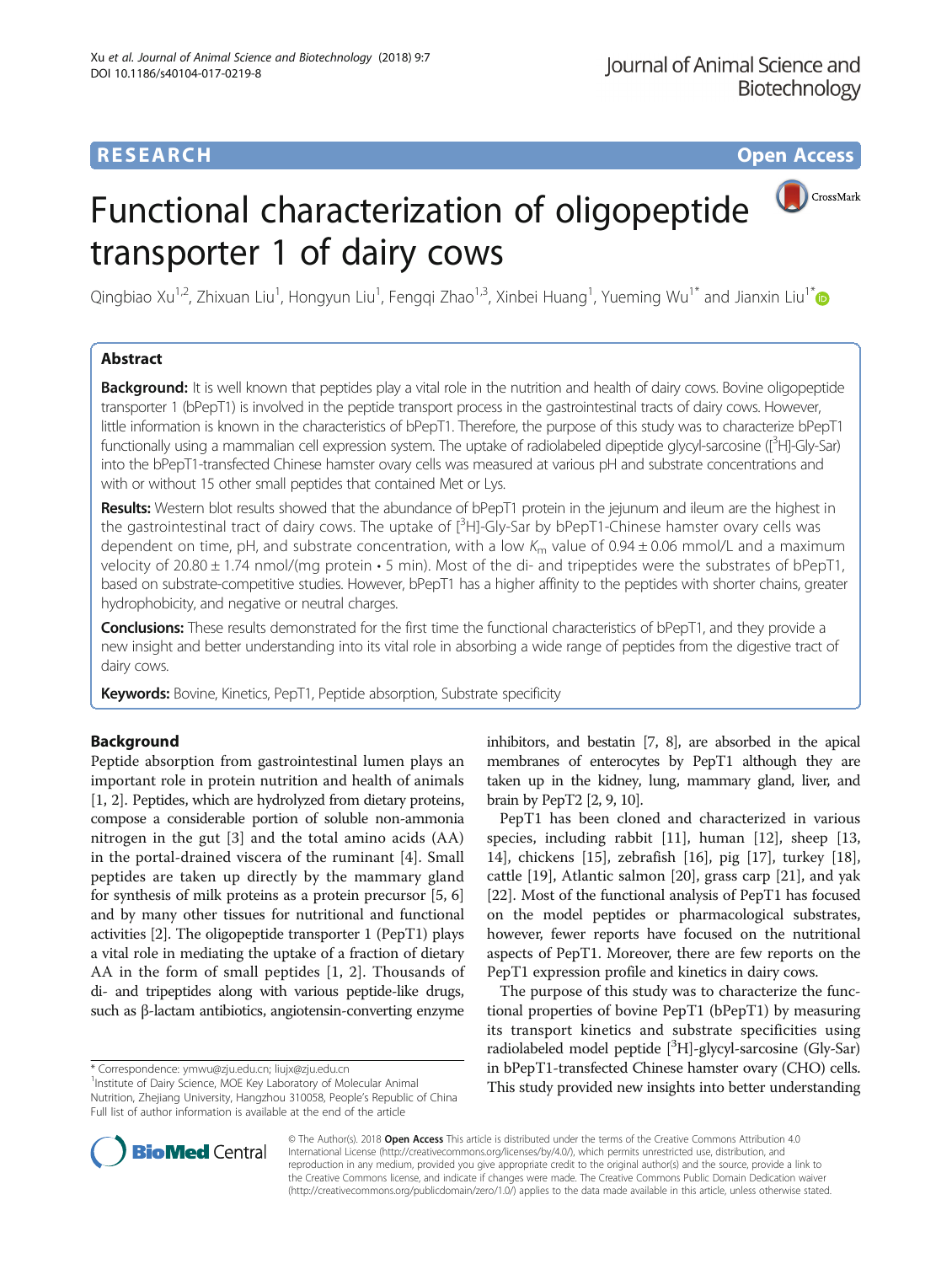RESEARCH

Open Access

# Functional characterization of oligopeptide transporter 1 of dairy cows

Qingbiao Xu[1,2], Zhixuan Liu[1], Hongyun Liu[1], Fengqi Zhao[1,3], Xinbei Huang[1], Yueming Wu[1*] and Jianxin Liu[1*]

## Abstract

**Background:** It is well known that peptides play a vital role in the nutrition and health of dairy cows. Bovine oligopeptide transporter 1 (bPepT1) is involved in the peptide transport process in the gastrointestinal tracts of dairy cows. However, little information is known in the characteristics of bPepT1. Therefore, the purpose of this study was to characterize bPepT1 functionally using a mammalian cell expression system. The uptake of radiolabeled dipeptide glycyl-sarcosine ([$^3$H]-Gly-Sar) into the bPepT1-transfected Chinese hamster ovary cells was measured at various pH and substrate concentrations and with or without 15 other small peptides that contained Met or Lys.

**Results:** Western blot results showed that the abundance of bPepT1 protein in the jejunum and ileum are the highest in the gastrointestinal tract of dairy cows. The uptake of [$^3$H]-Gly-Sar by bPepT1-Chinese hamster ovary cells was dependent on time, pH, and substrate concentration, with a low $K_m$ value of 0.94 ± 0.06 mmol/L and a maximum velocity of 20.80 ± 1.74 nmol/(mg protein • 5 min). Most of the di- and tripeptides were the substrates of bPepT1, based on substrate-competitive studies. However, bPepT1 has a higher affinity to the peptides with shorter chains, greater hydrophobicity, and negative or neutral charges.

**Conclusions:** These results demonstrated for the first time the functional characteristics of bPepT1, and they provide a new insight and better understanding into its vital role in absorbing a wide range of peptides from the digestive tract of dairy cows.

**Keywords:** Bovine, Kinetics, PepT1, Peptide absorption, Substrate specificity

## Background

Peptide absorption from gastrointestinal lumen plays an important role in protein nutrition and health of animals [1, 2]. Peptides, which are hydrolyzed from dietary proteins, compose a considerable portion of soluble non-ammonia nitrogen in the gut [3] and the total amino acids (AA) in the portal-drained viscera of the ruminant [4]. Small peptides are taken up directly by the mammary gland for synthesis of milk proteins as a protein precursor [5, 6] and by many other tissues for nutritional and functional activities [2]. The oligopeptide transporter 1 (PepT1) plays a vital role in mediating the uptake of a fraction of dietary AA in the form of small peptides [1, 2]. Thousands of di- and tripeptides along with various peptide-like drugs, such as β-lactam antibiotics, angiotensin-converting enzyme inhibitors, and bestatin [7, 8], are absorbed in the apical membranes of enterocytes by PepT1 although they are taken up in the kidney, lung, mammary gland, liver, and brain by PepT2 [2, 9, 10].

PepT1 has been cloned and characterized in various species, including rabbit [11], human [12], sheep [13, 14], chickens [15], zebrafish [16], pig [17], turkey [18], cattle [19], Atlantic salmon [20], grass carp [21], and yak [22]. Most of the functional analysis of PepT1 has focused on the model peptides or pharmacological substrates, however, fewer reports have focused on the nutritional aspects of PepT1. Moreover, there are few reports on the PepT1 expression profile and kinetics in dairy cows.

The purpose of this study was to characterize the functional properties of bovine PepT1 (bPepT1) by measuring its transport kinetics and substrate specificities using radiolabeled model peptide [$^3$H]-glycyl-sarcosine (Gly-Sar) in bPepT1-transfected Chinese hamster ovary (CHO) cells. This study provided new insights into better understanding

\* Correspondence: ymwu@zju.edu.cn; liujx@zju.edu.cn
[1]Institute of Dairy Science, MOE Key Laboratory of Molecular Animal Nutrition, Zhejiang University, Hangzhou 310058, People's Republic of China
Full list of author information is available at the end of the article

© The Author(s). 2018 **Open Access** This article is distributed under the terms of the Creative Commons Attribution 4.0 International License (http://creativecommons.org/licenses/by/4.0/), which permits unrestricted use, distribution, and reproduction in any medium, provided you give appropriate credit to the original author(s) and the source, provide a link to the Creative Commons license, and indicate if changes were made. The Creative Commons Public Domain Dedication waiver (http://creativecommons.org/publicdomain/zero/1.0/) applies to the data made available in this article, unless otherwise stated.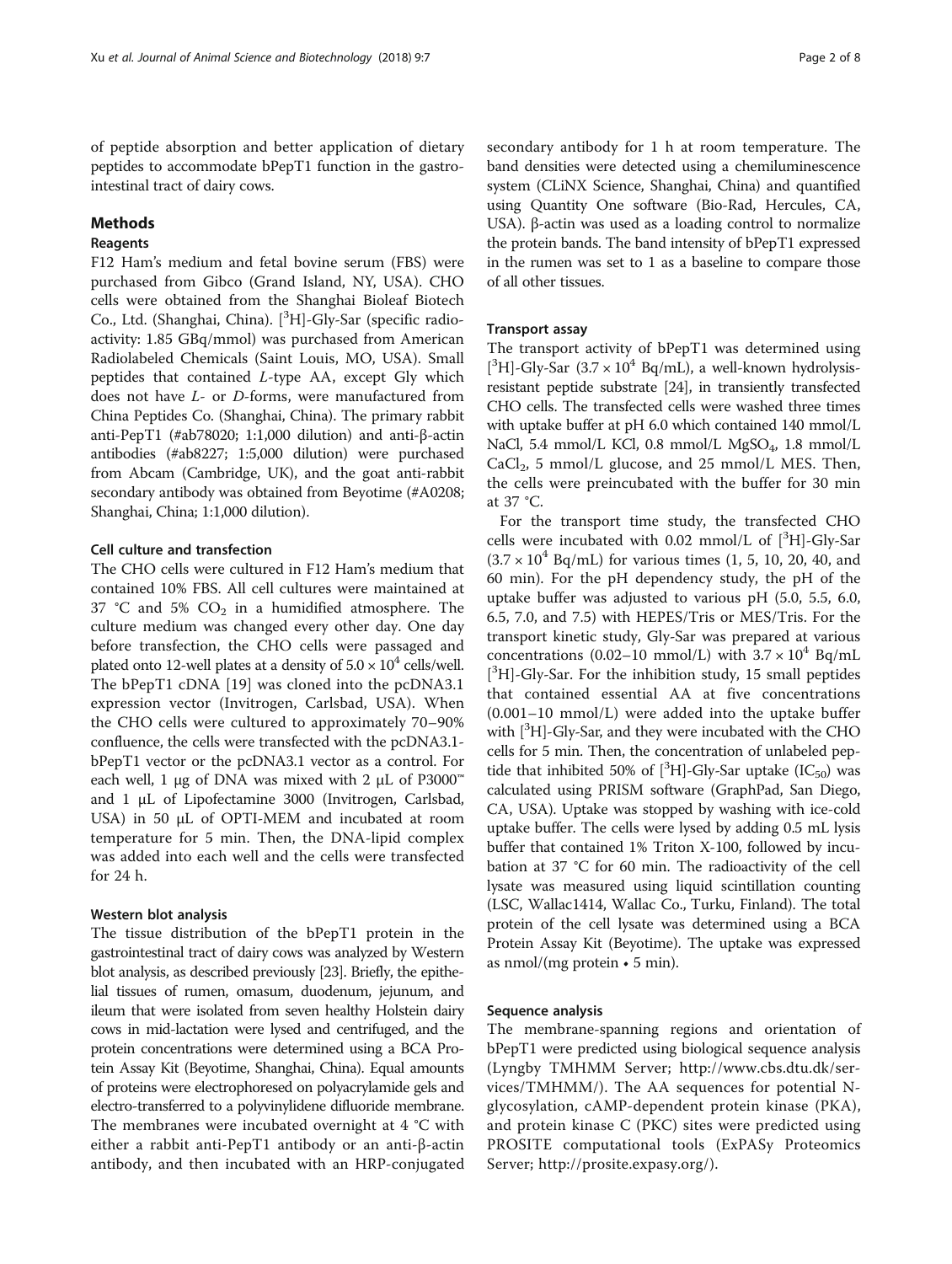of peptide absorption and better application of dietary peptides to accommodate bPepT1 function in the gastrointestinal tract of dairy cows.

## Methods

### Reagents

F12 Ham's medium and fetal bovine serum (FBS) were purchased from Gibco (Grand Island, NY, USA). CHO cells were obtained from the Shanghai Bioleaf Biotech Co., Ltd. (Shanghai, China). [$^3$H]-Gly-Sar (specific radioactivity: 1.85 GBq/mmol) was purchased from American Radiolabeled Chemicals (Saint Louis, MO, USA). Small peptides that contained *L*-type AA, except Gly which does not have *L*- or *D*-forms, were manufactured from China Peptides Co. (Shanghai, China). The primary rabbit anti-PepT1 (#ab78020; 1:1,000 dilution) and anti-β-actin antibodies (#ab8227; 1:5,000 dilution) were purchased from Abcam (Cambridge, UK), and the goat anti-rabbit secondary antibody was obtained from Beyotime (#A0208; Shanghai, China; 1:1,000 dilution).

### Cell culture and transfection

The CHO cells were cultured in F12 Ham's medium that contained 10% FBS. All cell cultures were maintained at 37 °C and 5% $CO_2$ in a humidified atmosphere. The culture medium was changed every other day. One day before transfection, the CHO cells were passaged and plated onto 12-well plates at a density of $5.0 \times 10^4$ cells/well. The bPepT1 cDNA [19] was cloned into the pcDNA3.1 expression vector (Invitrogen, Carlsbad, USA). When the CHO cells were cultured to approximately 70–90% confluence, the cells were transfected with the pcDNA3.1-bPepT1 vector or the pcDNA3.1 vector as a control. For each well, 1 μg of DNA was mixed with 2 μL of P3000™ and 1 μL of Lipofectamine 3000 (Invitrogen, Carlsbad, USA) in 50 μL of OPTI-MEM and incubated at room temperature for 5 min. Then, the DNA-lipid complex was added into each well and the cells were transfected for 24 h.

### Western blot analysis

The tissue distribution of the bPepT1 protein in the gastrointestinal tract of dairy cows was analyzed by Western blot analysis, as described previously [23]. Briefly, the epithelial tissues of rumen, omasum, duodenum, jejunum, and ileum that were isolated from seven healthy Holstein dairy cows in mid-lactation were lysed and centrifuged, and the protein concentrations were determined using a BCA Protein Assay Kit (Beyotime, Shanghai, China). Equal amounts of proteins were electrophoresed on polyacrylamide gels and electro-transferred to a polyvinylidene difluoride membrane. The membranes were incubated overnight at 4 °C with either a rabbit anti-PepT1 antibody or an anti-β-actin antibody, and then incubated with an HRP-conjugated secondary antibody for 1 h at room temperature. The band densities were detected using a chemiluminescence system (CLiNX Science, Shanghai, China) and quantified using Quantity One software (Bio-Rad, Hercules, CA, USA). β-actin was used as a loading control to normalize the protein bands. The band intensity of bPepT1 expressed in the rumen was set to 1 as a baseline to compare those of all other tissues.

### Transport assay

The transport activity of bPepT1 was determined using [$^3$H]-Gly-Sar ($3.7 \times 10^4$ Bq/mL), a well-known hydrolysis-resistant peptide substrate [24], in transiently transfected CHO cells. The transfected cells were washed three times with uptake buffer at pH 6.0 which contained 140 mmol/L NaCl, 5.4 mmol/L KCl, 0.8 mmol/L $MgSO_4$, 1.8 mmol/L $CaCl_2$, 5 mmol/L glucose, and 25 mmol/L MES. Then, the cells were preincubated with the buffer for 30 min at 37 °C.

For the transport time study, the transfected CHO cells were incubated with 0.02 mmol/L of [$^3$H]-Gly-Sar ($3.7 \times 10^4$ Bq/mL) for various times (1, 5, 10, 20, 40, and 60 min). For the pH dependency study, the pH of the uptake buffer was adjusted to various pH (5.0, 5.5, 6.0, 6.5, 7.0, and 7.5) with HEPES/Tris or MES/Tris. For the transport kinetic study, Gly-Sar was prepared at various concentrations (0.02–10 mmol/L) with $3.7 \times 10^4$ Bq/mL [$^3$H]-Gly-Sar. For the inhibition study, 15 small peptides that contained essential AA at five concentrations (0.001–10 mmol/L) were added into the uptake buffer with [$^3$H]-Gly-Sar, and they were incubated with the CHO cells for 5 min. Then, the concentration of unlabeled peptide that inhibited 50% of [$^3$H]-Gly-Sar uptake ($IC_{50}$) was calculated using PRISM software (GraphPad, San Diego, CA, USA). Uptake was stopped by washing with ice-cold uptake buffer. The cells were lysed by adding 0.5 mL lysis buffer that contained 1% Triton X-100, followed by incubation at 37 °C for 60 min. The radioactivity of the cell lysate was measured using liquid scintillation counting (LSC, Wallac1414, Wallac Co., Turku, Finland). The total protein of the cell lysate was determined using a BCA Protein Assay Kit (Beyotime). The uptake was expressed as nmol/(mg protein • 5 min).

### Sequence analysis

The membrane-spanning regions and orientation of bPepT1 were predicted using biological sequence analysis (Lyngby TMHMM Server; http://www.cbs.dtu.dk/services/TMHMM/). The AA sequences for potential N-glycosylation, cAMP-dependent protein kinase (PKA), and protein kinase C (PKC) sites were predicted using PROSITE computational tools (ExPASy Proteomics Server; http://prosite.expasy.org/).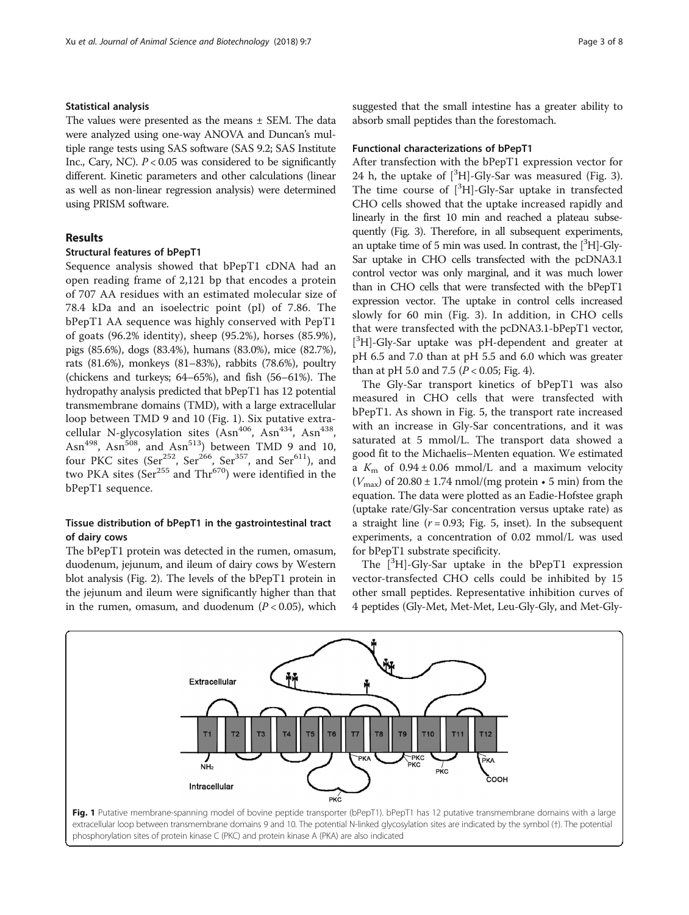### Statistical analysis

The values were presented as the means ± SEM. The data were analyzed using one-way ANOVA and Duncan's multiple range tests using SAS software (SAS 9.2; SAS Institute Inc., Cary, NC). $P < 0.05$ was considered to be significantly different. Kinetic parameters and other calculations (linear as well as non-linear regression analysis) were determined using PRISM software.

## Results

### Structural features of bPepT1

Sequence analysis showed that bPepT1 cDNA had an open reading frame of 2,121 bp that encodes a protein of 707 AA residues with an estimated molecular size of 78.4 kDa and an isoelectric point (pI) of 7.86. The bPepT1 AA sequence was highly conserved with PepT1 of goats (96.2% identity), sheep (95.2%), horses (85.9%), pigs (85.6%), dogs (83.4%), humans (83.0%), mice (82.7%), rats (81.6%), monkeys (81–83%), rabbits (78.6%), poultry (chickens and turkeys; 64–65%), and fish (56–61%). The hydropathy analysis predicted that bPepT1 has 12 potential transmembrane domains (TMD), with a large extracellular loop between TMD 9 and 10 (Fig. 1). Six putative extracellular N-glycosylation sites ($Asn^{406}$, $Asn^{434}$, $Asn^{438}$, $Asn^{498}$, $Asn^{508}$, and $Asn^{513}$) between TMD 9 and 10, four PKC sites ($Ser^{252}$, $Ser^{266}$, $Ser^{357}$, and $Ser^{611}$), and two PKA sites ($Ser^{255}$ and $Thr^{670}$) were identified in the bPepT1 sequence.

### Tissue distribution of bPepT1 in the gastrointestinal tract of dairy cows

The bPepT1 protein was detected in the rumen, omasum, duodenum, jejunum, and ileum of dairy cows by Western blot analysis (Fig. 2). The levels of the bPepT1 protein in the jejunum and ileum were significantly higher than that in the rumen, omasum, and duodenum ($P < 0.05$), which suggested that the small intestine has a greater ability to absorb small peptides than the forestomach.

### Functional characterizations of bPepT1

After transfection with the bPepT1 expression vector for 24 h, the uptake of [$^{3}$H]-Gly-Sar was measured (Fig. 3). The time course of [$^{3}$H]-Gly-Sar uptake in transfected CHO cells showed that the uptake increased rapidly and linearly in the first 10 min and reached a plateau subsequently (Fig. 3). Therefore, in all subsequent experiments, an uptake time of 5 min was used. In contrast, the [$^{3}$H]-Gly-Sar uptake in CHO cells transfected with the pcDNA3.1 control vector was only marginal, and it was much lower than in CHO cells that were transfected with the bPepT1 expression vector. The uptake in control cells increased slowly for 60 min (Fig. 3). In addition, in CHO cells that were transfected with the pcDNA3.1-bPepT1 vector, [$^{3}$H]-Gly-Sar uptake was pH-dependent and greater at pH 6.5 and 7.0 than at pH 5.5 and 6.0 which was greater than at pH 5.0 and 7.5 ($P < 0.05$; Fig. 4).

The Gly-Sar transport kinetics of bPepT1 was also measured in CHO cells that were transfected with bPepT1. As shown in Fig. 5, the transport rate increased with an increase in Gly-Sar concentrations, and it was saturated at 5 mmol/L. The transport data showed a good fit to the Michaelis–Menten equation. We estimated a $K_m$ of 0.94 ± 0.06 mmol/L and a maximum velocity ($V_{max}$) of 20.80 ± 1.74 nmol/(mg protein • 5 min) from the equation. The data were plotted as an Eadie-Hofstee graph (uptake rate/Gly-Sar concentration versus uptake rate) as a straight line ($r = 0.93$; Fig. 5, inset). In the subsequent experiments, a concentration of 0.02 mmol/L was used for bPepT1 substrate specificity.

The [$^{3}$H]-Gly-Sar uptake in the bPepT1 expression vector-transfected CHO cells could be inhibited by 15 other small peptides. Representative inhibition curves of 4 peptides (Gly-Met, Met-Met, Leu-Gly-Gly, and Met-Gly-

**Fig. 1** Putative membrane-spanning model of bovine peptide transporter (bPepT1). bPepT1 has 12 putative transmembrane domains with a large extracellular loop between transmembrane domains 9 and 10. The potential N-linked glycosylation sites are indicated by the symbol (†). The potential phosphorylation sites of protein kinase C (PKC) and protein kinase A (PKA) are also indicated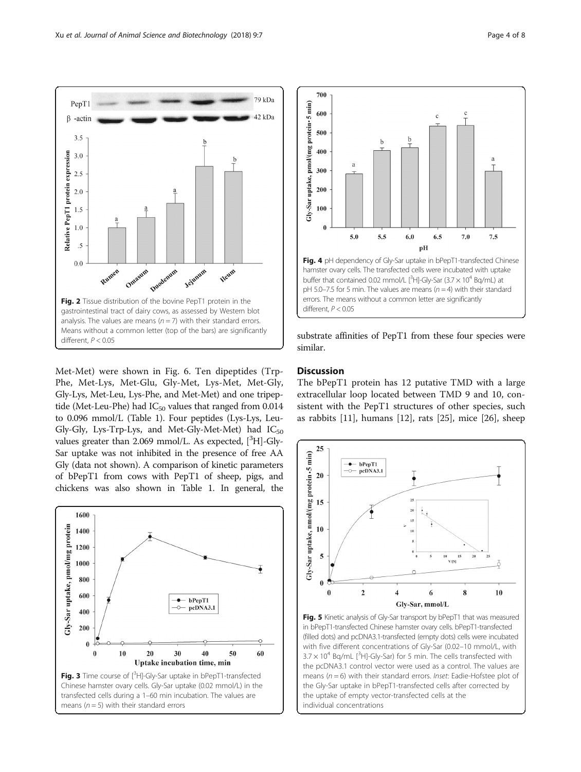Fig. 2 Tissue distribution of the bovine PepT1 protein in the gastrointestinal tract of dairy cows, as assessed by Western blot analysis. The values are means ($n = 7$) with their standard errors. Means without a common letter (top of the bars) are significantly different, $P < 0.05$

Fig. 4 pH dependency of Gly-Sar uptake in bPepT1-transfected Chinese hamster ovary cells. The transfected cells were incubated with uptake buffer that contained 0.02 mmol/L [$^3$H]-Gly-Sar ($3.7 \times 10^4$ Bq/mL) at pH 5.0–7.5 for 5 min. The values are means ($n = 4$) with their standard errors. The means without a common letter are significantly different, $P < 0.05$

Met-Met) were shown in Fig. 6. Ten dipeptides (Trp-Phe, Met-Lys, Met-Glu, Gly-Met, Lys-Met, Met-Gly, Gly-Lys, Met-Leu, Lys-Phe, and Met-Met) and one tripeptide (Met-Leu-Phe) had $IC_{50}$ values that ranged from 0.014 to 0.096 mmol/L (Table 1). Four peptides (Lys-Lys, Leu-Gly-Gly, Lys-Trp-Lys, and Met-Gly-Met-Met) had $IC_{50}$ values greater than 2.069 mmol/L. As expected, [$^3$H]-Gly-Sar uptake was not inhibited in the presence of free AA Gly (data not shown). A comparison of kinetic parameters of bPepT1 from cows with PepT1 of sheep, pigs, and chickens was also shown in Table 1. In general, the substrate affinities of PepT1 from these four species were similar.

Fig. 3 Time course of [$^3$H]-Gly-Sar uptake in bPepT1-transfected Chinese hamster ovary cells. Gly-Sar uptake (0.02 mmol/L) in the transfected cells during a 1–60 min incubation. The values are means ($n = 5$) with their standard errors

## Discussion

The bPepT1 protein has 12 putative TMD with a large extracellular loop located between TMD 9 and 10, consistent with the PepT1 structures of other species, such as rabbits [11], humans [12], rats [25], mice [26], sheep

Fig. 5 Kinetic analysis of Gly-Sar transport by bPepT1 that was measured in bPepT1-transfected Chinese hamster ovary cells. bPepT1-transfected (filled dots) and pcDNA3.1-transfected (empty dots) cells were incubated with five different concentrations of Gly-Sar (0.02–10 mmol/L, with $3.7 \times 10^4$ Bq/mL [$^3$H]-Gly-Sar) for 5 min. The cells transfected with the pcDNA3.1 control vector were used as a control. The values are means ($n = 6$) with their standard errors. *Inset*: Eadie-Hofstee plot of the Gly-Sar uptake in bPepT1-transfected cells after corrected by the uptake of empty vector-transfected cells at the individual concentrations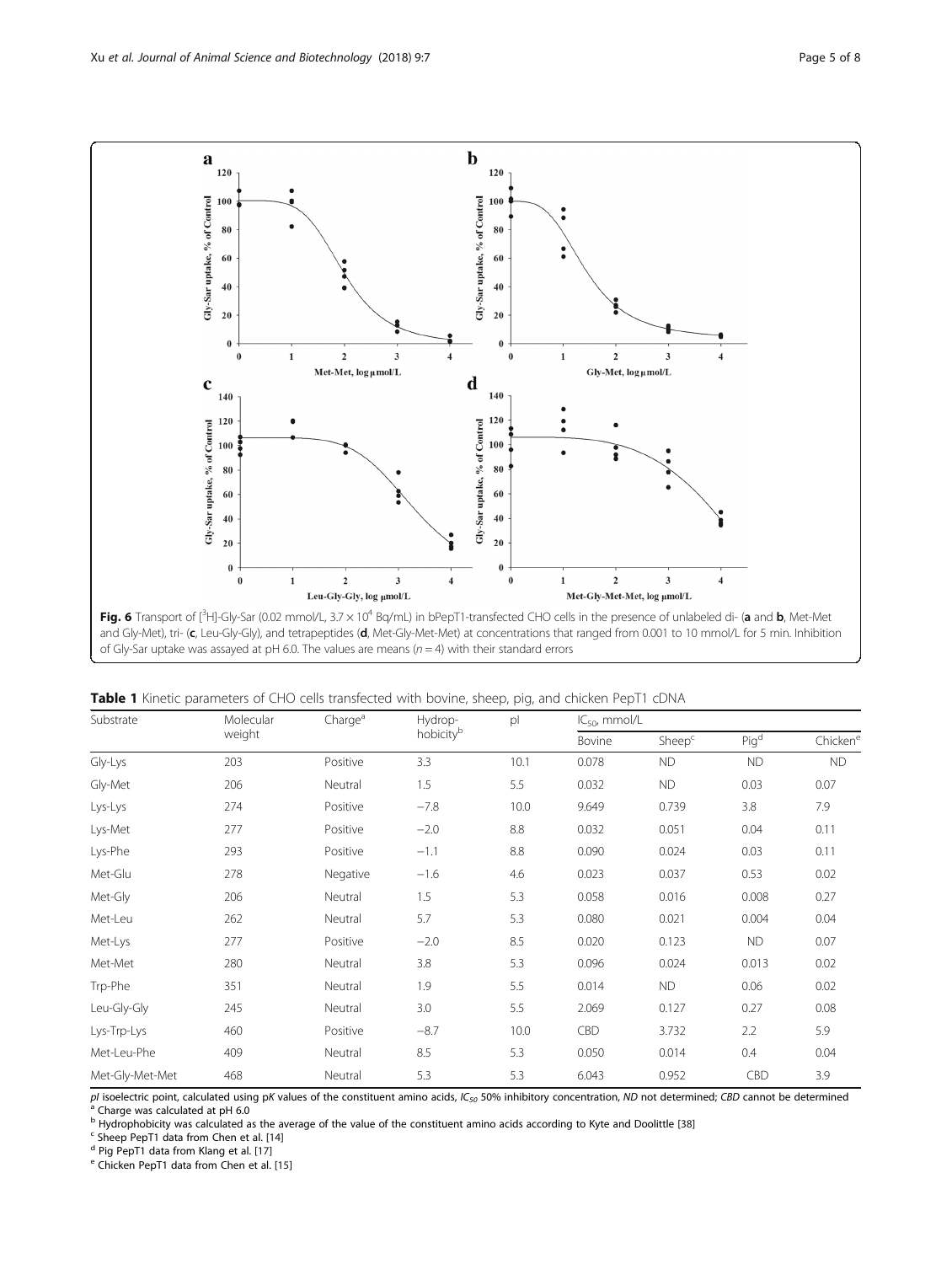**Fig. 6** Transport of [$^3$H]-Gly-Sar (0.02 mmol/L, $3.7 \times 10^4$ Bq/mL) in bPepT1-transfected CHO cells in the presence of unlabeled di- (**a** and **b**, Met-Met and Gly-Met), tri- (**c**, Leu-Gly-Gly), and tetrapeptides (**d**, Met-Gly-Met-Met) at concentrations that ranged from 0.001 to 10 mmol/L for 5 min. Inhibition of Gly-Sar uptake was assayed at pH 6.0. The values are means ($n = 4$) with their standard errors

**Table 1** Kinetic parameters of CHO cells transfected with bovine, sheep, pig, and chicken PepT1 cDNA

| Substrate | Molecular weight | Charge[a] | Hydrophobicity[b] | pI | $IC_{50}$, mmol/L | | | |
|---|---|---|---|---|---|---|---|---|
| | | | | | Bovine | Sheep[c] | Pig[d] | Chicken[e] |
| Gly-Lys | 203 | Positive | 3.3 | 10.1 | 0.078 | ND | ND | ND |
| Gly-Met | 206 | Neutral | 1.5 | 5.5 | 0.032 | ND | 0.03 | 0.07 |
| Lys-Lys | 274 | Positive | −7.8 | 10.0 | 9.649 | 0.739 | 3.8 | 7.9 |
| Lys-Met | 277 | Positive | −2.0 | 8.8 | 0.032 | 0.051 | 0.04 | 0.11 |
| Lys-Phe | 293 | Positive | −1.1 | 8.8 | 0.090 | 0.024 | 0.03 | 0.11 |
| Met-Glu | 278 | Negative | −1.6 | 4.6 | 0.023 | 0.037 | 0.53 | 0.02 |
| Met-Gly | 206 | Neutral | 1.5 | 5.3 | 0.058 | 0.016 | 0.008 | 0.27 |
| Met-Leu | 262 | Neutral | 5.7 | 5.3 | 0.080 | 0.021 | 0.004 | 0.04 |
| Met-Lys | 277 | Positive | −2.0 | 8.5 | 0.020 | 0.123 | ND | 0.07 |
| Met-Met | 280 | Neutral | 3.8 | 5.3 | 0.096 | 0.024 | 0.013 | 0.02 |
| Trp-Phe | 351 | Neutral | 1.9 | 5.5 | 0.014 | ND | 0.06 | 0.02 |
| Leu-Gly-Gly | 245 | Neutral | 3.0 | 5.5 | 2.069 | 0.127 | 0.27 | 0.08 |
| Lys-Trp-Lys | 460 | Positive | −8.7 | 10.0 | CBD | 3.732 | 2.2 | 5.9 |
| Met-Leu-Phe | 409 | Neutral | 8.5 | 5.3 | 0.050 | 0.014 | 0.4 | 0.04 |
| Met-Gly-Met-Met | 468 | Neutral | 5.3 | 5.3 | 6.043 | 0.952 | CBD | 3.9 |

*pI* isoelectric point, calculated using p*K* values of the constituent amino acids, *$IC_{50}$* 50% inhibitory concentration, *ND* not determined; *CBD* cannot be determined

[a] Charge was calculated at pH 6.0

[b] Hydrophobicity was calculated as the average of the value of the constituent amino acids according to Kyte and Doolittle [38]

[c] Sheep PepT1 data from Chen et al. [14]

[d] Pig PepT1 data from Klang et al. [17]

[e] Chicken PepT1 data from Chen et al. [15]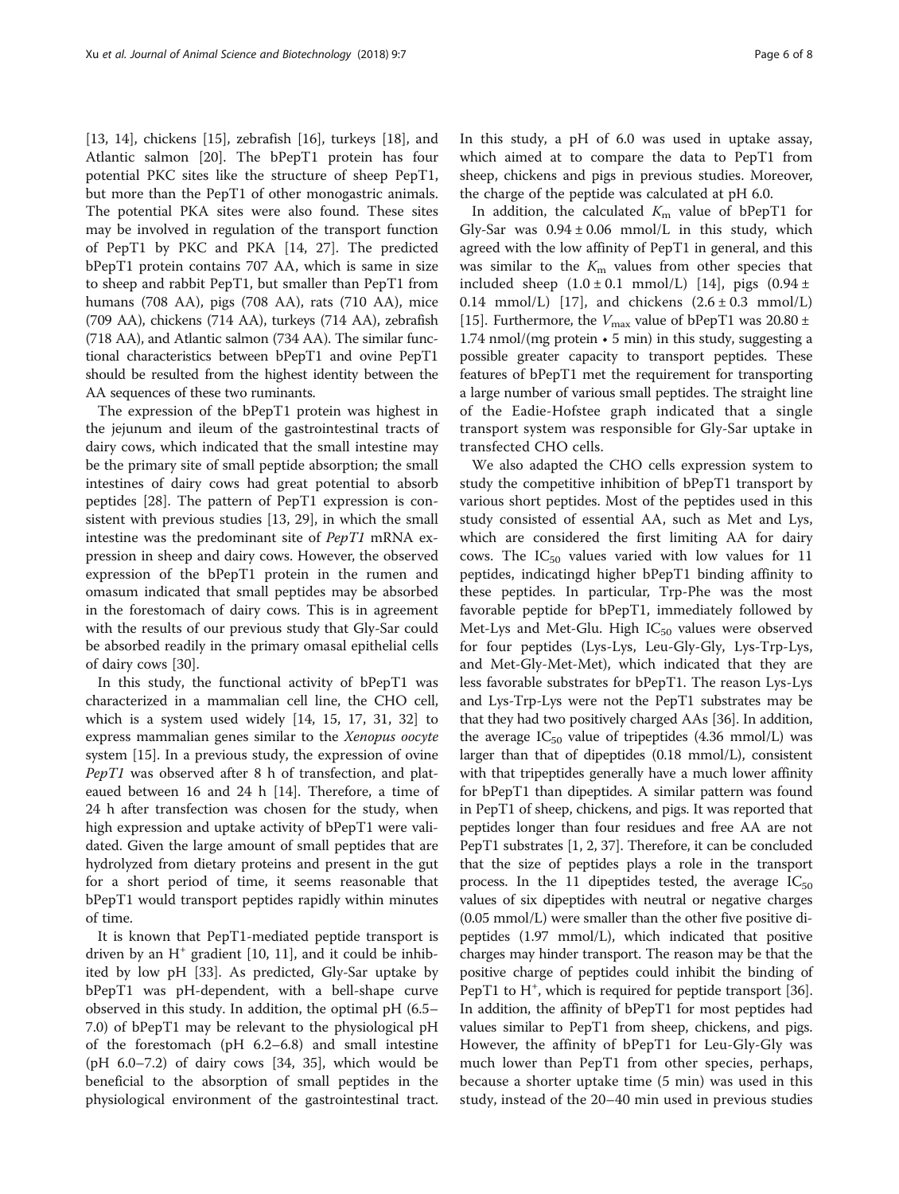[13, 14], chickens [15], zebrafish [16], turkeys [18], and Atlantic salmon [20]. The bPepT1 protein has four potential PKC sites like the structure of sheep PepT1, but more than the PepT1 of other monogastric animals. The potential PKA sites were also found. These sites may be involved in regulation of the transport function of PepT1 by PKC and PKA [14, 27]. The predicted bPepT1 protein contains 707 AA, which is same in size to sheep and rabbit PepT1, but smaller than PepT1 from humans (708 AA), pigs (708 AA), rats (710 AA), mice (709 AA), chickens (714 AA), turkeys (714 AA), zebrafish (718 AA), and Atlantic salmon (734 AA). The similar functional characteristics between bPepT1 and ovine PepT1 should be resulted from the highest identity between the AA sequences of these two ruminants.

The expression of the bPepT1 protein was highest in the jejunum and ileum of the gastrointestinal tracts of dairy cows, which indicated that the small intestine may be the primary site of small peptide absorption; the small intestines of dairy cows had great potential to absorb peptides [28]. The pattern of PepT1 expression is consistent with previous studies [13, 29], in which the small intestine was the predominant site of *PepT1* mRNA expression in sheep and dairy cows. However, the observed expression of the bPepT1 protein in the rumen and omasum indicated that small peptides may be absorbed in the forestomach of dairy cows. This is in agreement with the results of our previous study that Gly-Sar could be absorbed readily in the primary omasal epithelial cells of dairy cows [30].

In this study, the functional activity of bPepT1 was characterized in a mammalian cell line, the CHO cell, which is a system used widely [14, 15, 17, 31, 32] to express mammalian genes similar to the *Xenopus oocyte* system [15]. In a previous study, the expression of ovine *PepT1* was observed after 8 h of transfection, and plateaued between 16 and 24 h [14]. Therefore, a time of 24 h after transfection was chosen for the study, when high expression and uptake activity of bPepT1 were validated. Given the large amount of small peptides that are hydrolyzed from dietary proteins and present in the gut for a short period of time, it seems reasonable that bPepT1 would transport peptides rapidly within minutes of time.

It is known that PepT1-mediated peptide transport is driven by an $H^+$ gradient [10, 11], and it could be inhibited by low pH [33]. As predicted, Gly-Sar uptake by bPepT1 was pH-dependent, with a bell-shape curve observed in this study. In addition, the optimal pH (6.5–7.0) of bPepT1 may be relevant to the physiological pH of the forestomach (pH 6.2–6.8) and small intestine (pH 6.0–7.2) of dairy cows [34, 35], which would be beneficial to the absorption of small peptides in the physiological environment of the gastrointestinal tract. In this study, a pH of 6.0 was used in uptake assay, which aimed at to compare the data to PepT1 from sheep, chickens and pigs in previous studies. Moreover, the charge of the peptide was calculated at pH 6.0.

In addition, the calculated $K_m$ value of bPepT1 for Gly-Sar was $0.94 \pm 0.06$ mmol/L in this study, which agreed with the low affinity of PepT1 in general, and this was similar to the $K_m$ values from other species that included sheep ($1.0 \pm 0.1$ mmol/L) [14], pigs ($0.94 \pm 0.14$ mmol/L) [17], and chickens ($2.6 \pm 0.3$ mmol/L) [15]. Furthermore, the $V_{max}$ value of bPepT1 was $20.80 \pm 1.74$ nmol/(mg protein • 5 min) in this study, suggesting a possible greater capacity to transport peptides. These features of bPepT1 met the requirement for transporting a large number of various small peptides. The straight line of the Eadie-Hofstee graph indicated that a single transport system was responsible for Gly-Sar uptake in transfected CHO cells.

We also adapted the CHO cells expression system to study the competitive inhibition of bPepT1 transport by various short peptides. Most of the peptides used in this study consisted of essential AA, such as Met and Lys, which are considered the first limiting AA for dairy cows. The $IC_{50}$ values varied with low values for 11 peptides, indicatingd higher bPepT1 binding affinity to these peptides. In particular, Trp-Phe was the most favorable peptide for bPepT1, immediately followed by Met-Lys and Met-Glu. High $IC_{50}$ values were observed for four peptides (Lys-Lys, Leu-Gly-Gly, Lys-Trp-Lys, and Met-Gly-Met-Met), which indicated that they are less favorable substrates for bPepT1. The reason Lys-Lys and Lys-Trp-Lys were not the PepT1 substrates may be that they had two positively charged AAs [36]. In addition, the average $IC_{50}$ value of tripeptides (4.36 mmol/L) was larger than that of dipeptides (0.18 mmol/L), consistent with that tripeptides generally have a much lower affinity for bPepT1 than dipeptides. A similar pattern was found in PepT1 of sheep, chickens, and pigs. It was reported that peptides longer than four residues and free AA are not PepT1 substrates [1, 2, 37]. Therefore, it can be concluded that the size of peptides plays a role in the transport process. In the 11 dipeptides tested, the average $IC_{50}$ values of six dipeptides with neutral or negative charges (0.05 mmol/L) were smaller than the other five positive dipeptides (1.97 mmol/L), which indicated that positive charges may hinder transport. The reason may be that the positive charge of peptides could inhibit the binding of PepT1 to $H^+$, which is required for peptide transport [36]. In addition, the affinity of bPepT1 for most peptides had values similar to PepT1 from sheep, chickens, and pigs. However, the affinity of bPepT1 for Leu-Gly-Gly was much lower than PepT1 from other species, perhaps, because a shorter uptake time (5 min) was used in this study, instead of the 20–40 min used in previous studies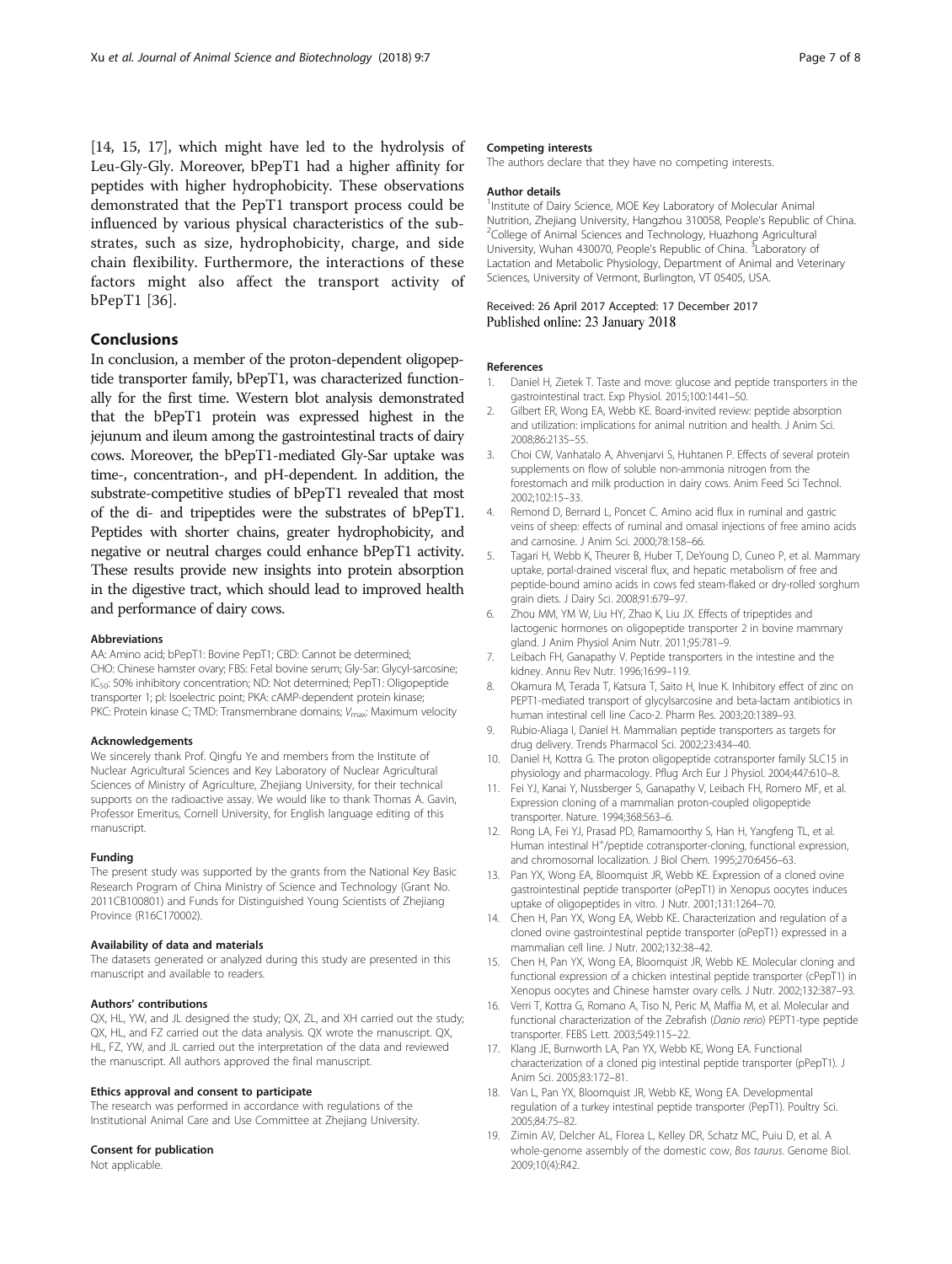[14, 15, 17], which might have led to the hydrolysis of Leu-Gly-Gly. Moreover, bPepT1 had a higher affinity for peptides with higher hydrophobicity. These observations demonstrated that the PepT1 transport process could be influenced by various physical characteristics of the substrates, such as size, hydrophobicity, charge, and side chain flexibility. Furthermore, the interactions of these factors might also affect the transport activity of bPepT1 [36].

## Conclusions

In conclusion, a member of the proton-dependent oligopeptide transporter family, bPepT1, was characterized functionally for the first time. Western blot analysis demonstrated that the bPepT1 protein was expressed highest in the jejunum and ileum among the gastrointestinal tracts of dairy cows. Moreover, the bPepT1-mediated Gly-Sar uptake was time-, concentration-, and pH-dependent. In addition, the substrate-competitive studies of bPepT1 revealed that most of the di- and tripeptides were the substrates of bPepT1. Peptides with shorter chains, greater hydrophobicity, and negative or neutral charges could enhance bPepT1 activity. These results provide new insights into protein absorption in the digestive tract, which should lead to improved health and performance of dairy cows.

#### Abbreviations

AA: Amino acid; bPepT1: Bovine PepT1; CBD: Cannot be determined; CHO: Chinese hamster ovary; FBS: Fetal bovine serum; Gly-Sar: Glycyl-sarcosine; $IC_{50}$: 50% inhibitory concentration; ND: Not determined; PepT1: Oligopeptide transporter 1; pI: Isoelectric point; PKA: cAMP-dependent protein kinase; PKC: Protein kinase C; TMD: Transmembrane domains; $V_{max}$: Maximum velocity

#### Acknowledgements

We sincerely thank Prof. Qingfu Ye and members from the Institute of Nuclear Agricultural Sciences and Key Laboratory of Nuclear Agricultural Sciences of Ministry of Agriculture, Zhejiang University, for their technical supports on the radioactive assay. We would like to thank Thomas A. Gavin, Professor Emeritus, Cornell University, for English language editing of this manuscript.

#### Funding

The present study was supported by the grants from the National Key Basic Research Program of China Ministry of Science and Technology (Grant No. 2011CB100801) and Funds for Distinguished Young Scientists of Zhejiang Province (R16C170002).

#### Availability of data and materials

The datasets generated or analyzed during this study are presented in this manuscript and available to readers.

#### Authors' contributions

QX, HL, YW, and JL designed the study; QX, ZL, and XH carried out the study; QX, HL, and FZ carried out the data analysis. QX wrote the manuscript. QX, HL, FZ, YW, and JL carried out the interpretation of the data and reviewed the manuscript. All authors approved the final manuscript.

#### Ethics approval and consent to participate

The research was performed in accordance with regulations of the Institutional Animal Care and Use Committee at Zhejiang University.

#### Consent for publication

Not applicable.

#### Competing interests

The authors declare that they have no competing interests.

#### Author details

[1]Institute of Dairy Science, MOE Key Laboratory of Molecular Animal Nutrition, Zhejiang University, Hangzhou 310058, People's Republic of China. [2]College of Animal Sciences and Technology, Huazhong Agricultural University, Wuhan 430070, People's Republic of China. [3]Laboratory of Lactation and Metabolic Physiology, Department of Animal and Veterinary Sciences, University of Vermont, Burlington, VT 05405, USA.

Received: 26 April 2017 Accepted: 17 December 2017
Published online: 23 January 2018

#### References

1. Daniel H, Zietek T. Taste and move: glucose and peptide transporters in the gastrointestinal tract. Exp Physiol. 2015;100:1441–50.
2. Gilbert ER, Wong EA, Webb KE. Board-invited review: peptide absorption and utilization: implications for animal nutrition and health. J Anim Sci. 2008;86:2135–55.
3. Choi CW, Vanhatalo A, Ahvenjarvi S, Huhtanen P. Effects of several protein supplements on flow of soluble non-ammonia nitrogen from the forestomach and milk production in dairy cows. Anim Feed Sci Technol. 2002;102:15–33.
4. Remond D, Bernard L, Poncet C. Amino acid flux in ruminal and gastric veins of sheep: effects of ruminal and omasal injections of free amino acids and carnosine. J Anim Sci. 2000;78:158–66.
5. Tagari H, Webb K, Theurer B, Huber T, DeYoung D, Cuneo P, et al. Mammary uptake, portal-drained visceral flux, and hepatic metabolism of free and peptide-bound amino acids in cows fed steam-flaked or dry-rolled sorghum grain diets. J Dairy Sci. 2008;91:679–97.
6. Zhou MM, YM W, Liu HY, Zhao K, Liu JX. Effects of tripeptides and lactogenic hormones on oligopeptide transporter 2 in bovine mammary gland. J Anim Physiol Anim Nutr. 2011;95:781–9.
7. Leibach FH, Ganapathy V. Peptide transporters in the intestine and the kidney. Annu Rev Nutr. 1996;16:99–119.
8. Okamura M, Terada T, Katsura T, Saito H, Inue K. Inhibitory effect of zinc on PEPT1-mediated transport of glycylsarcosine and beta-lactam antibiotics in human intestinal cell line Caco-2. Pharm Res. 2003;20:1389–93.
9. Rubio-Aliaga I, Daniel H. Mammalian peptide transporters as targets for drug delivery. Trends Pharmacol Sci. 2002;23:434–40.
10. Daniel H, Kottra G. The proton oligopeptide cotransporter family SLC15 in physiology and pharmacology. Pflug Arch Eur J Physiol. 2004;447:610–8.
11. Fei YJ, Kanai Y, Nussberger S, Ganapathy V, Leibach FH, Romero MF, et al. Expression cloning of a mammalian proton-coupled oligopeptide transporter. Nature. 1994;368:563–6.
12. Rong LA, Fei YJ, Prasad PD, Ramamoorthy S, Han H, Yangfeng TL, et al. Human intestinal H$^+$/peptide cotransporter-cloning, functional expression, and chromosomal localization. J Biol Chem. 1995;270:6456–63.
13. Pan YX, Wong EA, Bloomquist JR, Webb KE. Expression of a cloned ovine gastrointestinal peptide transporter (oPepT1) in Xenopus oocytes induces uptake of oligopeptides in vitro. J Nutr. 2001;131:1264–70.
14. Chen H, Pan YX, Wong EA, Webb KE. Characterization and regulation of a cloned ovine gastrointestinal peptide transporter (oPepT1) expressed in a mammalian cell line. J Nutr. 2002;132:38–42.
15. Chen H, Pan YX, Wong EA, Bloomquist JR, Webb KE. Molecular cloning and functional expression of a chicken intestinal peptide transporter (cPepT1) in Xenopus oocytes and Chinese hamster ovary cells. J Nutr. 2002;132:387–93.
16. Verri T, Kottra G, Romano A, Tiso N, Peric M, Maffia M, et al. Molecular and functional characterization of the Zebrafish (*Danio rerio*) PEPT1-type peptide transporter. FEBS Lett. 2003;549:115–22.
17. Klang JE, Burnworth LA, Pan YX, Webb KE, Wong EA. Functional characterization of a cloned pig intestinal peptide transporter (pPepT1). J Anim Sci. 2005;83:172–81.
18. Van L, Pan YX, Bloomquist JR, Webb KE, Wong EA. Developmental regulation of a turkey intestinal peptide transporter (PepT1). Poultry Sci. 2005;84:75–82.
19. Zimin AV, Delcher AL, Florea L, Kelley DR, Schatz MC, Puiu D, et al. A whole-genome assembly of the domestic cow, *Bos taurus*. Genome Biol. 2009;10(4):R42.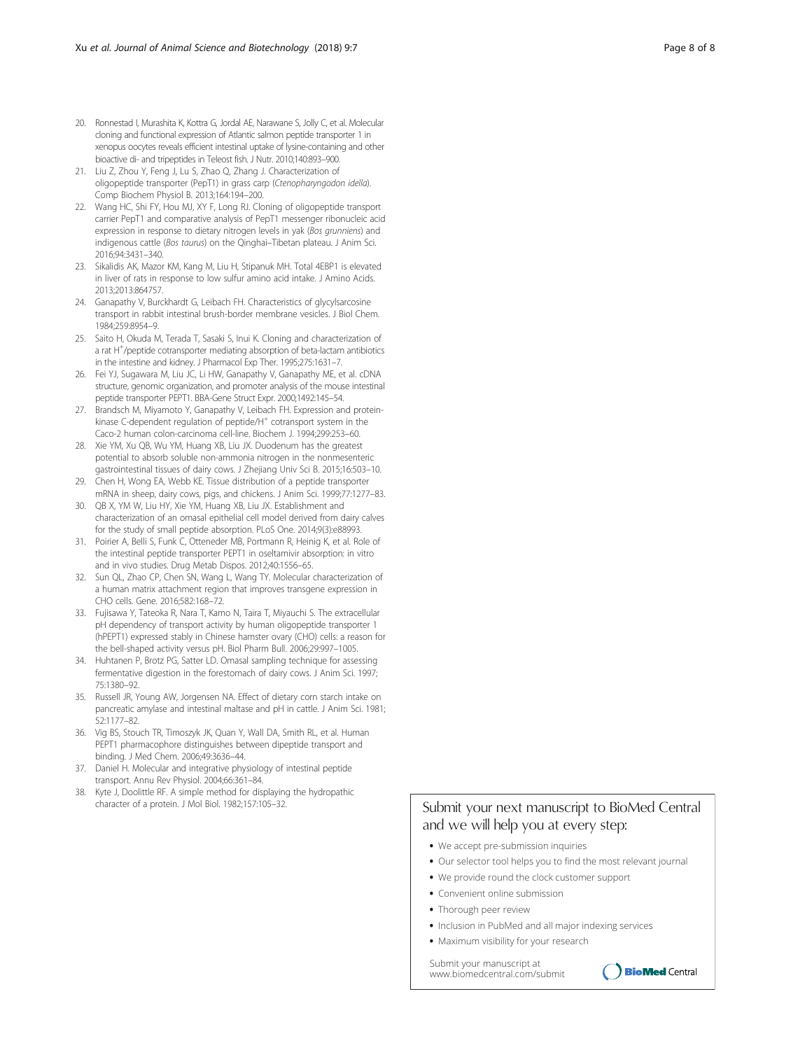20. Ronnestad I, Murashita K, Kottra G, Jordal AE, Narawane S, Jolly C, et al. Molecular cloning and functional expression of Atlantic salmon peptide transporter 1 in xenopus oocytes reveals efficient intestinal uptake of lysine-containing and other bioactive di- and tripeptides in Teleost fish. J Nutr. 2010;140:893–900.
21. Liu Z, Zhou Y, Feng J, Lu S, Zhao Q, Zhang J. Characterization of oligopeptide transporter (PepT1) in grass carp (*Ctenopharyngodon idella*). Comp Biochem Physiol B. 2013;164:194–200.
22. Wang HC, Shi FY, Hou MJ, XY F, Long RJ. Cloning of oligopeptide transport carrier PepT1 and comparative analysis of PepT1 messenger ribonucleic acid expression in response to dietary nitrogen levels in yak (*Bos grunniens*) and indigenous cattle (*Bos taurus*) on the Qinghai–Tibetan plateau. J Anim Sci. 2016;94:3431–340.
23. Sikalidis AK, Mazor KM, Kang M, Liu H, Stipanuk MH. Total 4EBP1 is elevated in liver of rats in response to low sulfur amino acid intake. J Amino Acids. 2013;2013:864757.
24. Ganapathy V, Burckhardt G, Leibach FH. Characteristics of glycylsarcosine transport in rabbit intestinal brush-border membrane vesicles. J Biol Chem. 1984;259:8954–9.
25. Saito H, Okuda M, Terada T, Sasaki S, Inui K. Cloning and characterization of a rat $H^+$/peptide cotransporter mediating absorption of beta-lactam antibiotics in the intestine and kidney. J Pharmacol Exp Ther. 1995;275:1631–7.
26. Fei YJ, Sugawara M, Liu JC, Li HW, Ganapathy V, Ganapathy ME, et al. cDNA structure, genomic organization, and promoter analysis of the mouse intestinal peptide transporter PEPT1. BBA-Gene Struct Expr. 2000;1492:145–54.
27. Brandsch M, Miyamoto Y, Ganapathy V, Leibach FH. Expression and protein-kinase C-dependent regulation of peptide/$H^+$ cotransport system in the Caco-2 human colon-carcinoma cell-line. Biochem J. 1994;299:253–60.
28. Xie YM, Xu QB, Wu YM, Huang XB, Liu JX. Duodenum has the greatest potential to absorb soluble non-ammonia nitrogen in the nonmesenteric gastrointestinal tissues of dairy cows. J Zhejiang Univ Sci B. 2015;16:503–10.
29. Chen H, Wong EA, Webb KE. Tissue distribution of a peptide transporter mRNA in sheep, dairy cows, pigs, and chickens. J Anim Sci. 1999;77:1277–83.
30. QB X, YM W, Liu HY, Xie YM, Huang XB, Liu JX. Establishment and characterization of an omasal epithelial cell model derived from dairy calves for the study of small peptide absorption. PLoS One. 2014;9(3):e88993.
31. Poirier A, Belli S, Funk C, Otteneder MB, Portmann R, Heinig K, et al. Role of the intestinal peptide transporter PEPT1 in oseltamivir absorption: in vitro and in vivo studies. Drug Metab Dispos. 2012;40:1556–65.
32. Sun QL, Zhao CP, Chen SN, Wang L, Wang TY. Molecular characterization of a human matrix attachment region that improves transgene expression in CHO cells. Gene. 2016;582:168–72.
33. Fujisawa Y, Tateoka R, Nara T, Kamo N, Taira T, Miyauchi S. The extracellular pH dependency of transport activity by human oligopeptide transporter 1 (hPEPT1) expressed stably in Chinese hamster ovary (CHO) cells: a reason for the bell-shaped activity versus pH. Biol Pharm Bull. 2006;29:997–1005.
34. Huhtanen P, Brotz PG, Satter LD. Omasal sampling technique for assessing fermentative digestion in the forestomach of dairy cows. J Anim Sci. 1997;75:1380–92.
35. Russell JR, Young AW, Jorgensen NA. Effect of dietary corn starch intake on pancreatic amylase and intestinal maltase and pH in cattle. J Anim Sci. 1981;52:1177–82.
36. Vig BS, Stouch TR, Timoszyk JK, Quan Y, Wall DA, Smith RL, et al. Human PEPT1 pharmacophore distinguishes between dipeptide transport and binding. J Med Chem. 2006;49:3636–44.
37. Daniel H. Molecular and integrative physiology of intestinal peptide transport. Annu Rev Physiol. 2004;66:361–84.
38. Kyte J, Doolittle RF. A simple method for displaying the hydropathic character of a protein. J Mol Biol. 1982;157:105–32.

Submit your next manuscript to BioMed Central and we will help you at every step:

- We accept pre-submission inquiries
- Our selector tool helps you to find the most relevant journal
- We provide round the clock customer support
- Convenient online submission
- Thorough peer review
- Inclusion in PubMed and all major indexing services
- Maximum visibility for your research

Submit your manuscript at www.biomedcentral.com/submit

BioMed Central